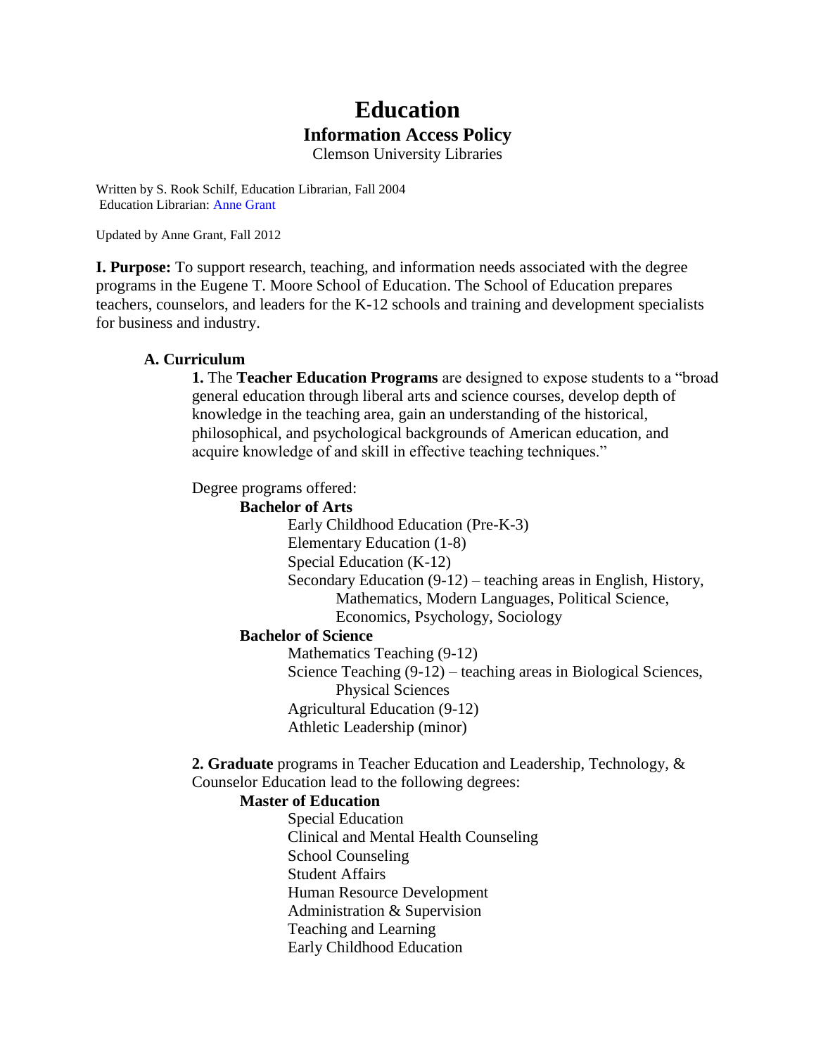# Education

## Information Access Policy

Clemson University Libraries

Written by S. Rook Schilf, Education Librarian, Fall 2004
Education Librarian: Anne Grant

Updated by Anne Grant, Fall 2012

**I. Purpose:** To support research, teaching, and information needs associated with the degree programs in the Eugene T. Moore School of Education. The School of Education prepares teachers, counselors, and leaders for the K-12 schools and training and development specialists for business and industry.

**A. Curriculum**

**1.** The **Teacher Education Programs** are designed to expose students to a "broad general education through liberal arts and science courses, develop depth of knowledge in the teaching area, gain an understanding of the historical, philosophical, and psychological backgrounds of American education, and acquire knowledge of and skill in effective teaching techniques."

Degree programs offered:

**Bachelor of Arts**

- Early Childhood Education (Pre-K-3)
- Elementary Education (1-8)
- Special Education (K-12)
- Secondary Education (9-12) – teaching areas in English, History, Mathematics, Modern Languages, Political Science, Economics, Psychology, Sociology

**Bachelor of Science**

- Mathematics Teaching (9-12)
- Science Teaching (9-12) – teaching areas in Biological Sciences, Physical Sciences
- Agricultural Education (9-12)
- Athletic Leadership (minor)

**2. Graduate** programs in Teacher Education and Leadership, Technology, & Counselor Education lead to the following degrees:

**Master of Education**

- Special Education
- Clinical and Mental Health Counseling
- School Counseling
- Student Affairs
- Human Resource Development
- Administration & Supervision
- Teaching and Learning
- Early Childhood Education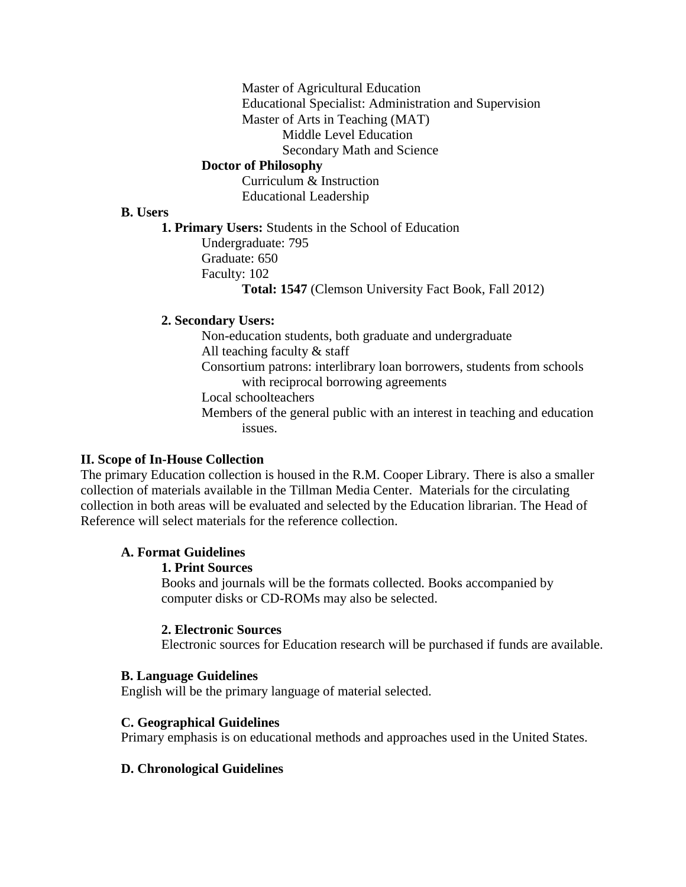Master of Agricultural Education

Educational Specialist: Administration and Supervision

Master of Arts in Teaching (MAT)

- Middle Level Education
- Secondary Math and Science

**Doctor of Philosophy**

Curriculum & Instruction

Educational Leadership

**B. Users**

**1. Primary Users:** Students in the School of Education

Undergraduate: 795

Graduate: 650

Faculty: 102

**Total: 1547** (Clemson University Fact Book, Fall 2012)

**2. Secondary Users:**

Non-education students, both graduate and undergraduate

All teaching faculty & staff

Consortium patrons: interlibrary loan borrowers, students from schools with reciprocal borrowing agreements

Local schoolteachers

Members of the general public with an interest in teaching and education issues.

## II. Scope of In-House Collection

The primary Education collection is housed in the R.M. Cooper Library. There is also a smaller collection of materials available in the Tillman Media Center. Materials for the circulating collection in both areas will be evaluated and selected by the Education librarian. The Head of Reference will select materials for the reference collection.

### A. Format Guidelines

**1. Print Sources**

Books and journals will be the formats collected. Books accompanied by computer disks or CD-ROMs may also be selected.

**2. Electronic Sources**

Electronic sources for Education research will be purchased if funds are available.

### B. Language Guidelines

English will be the primary language of material selected.

### C. Geographical Guidelines

Primary emphasis is on educational methods and approaches used in the United States.

### D. Chronological Guidelines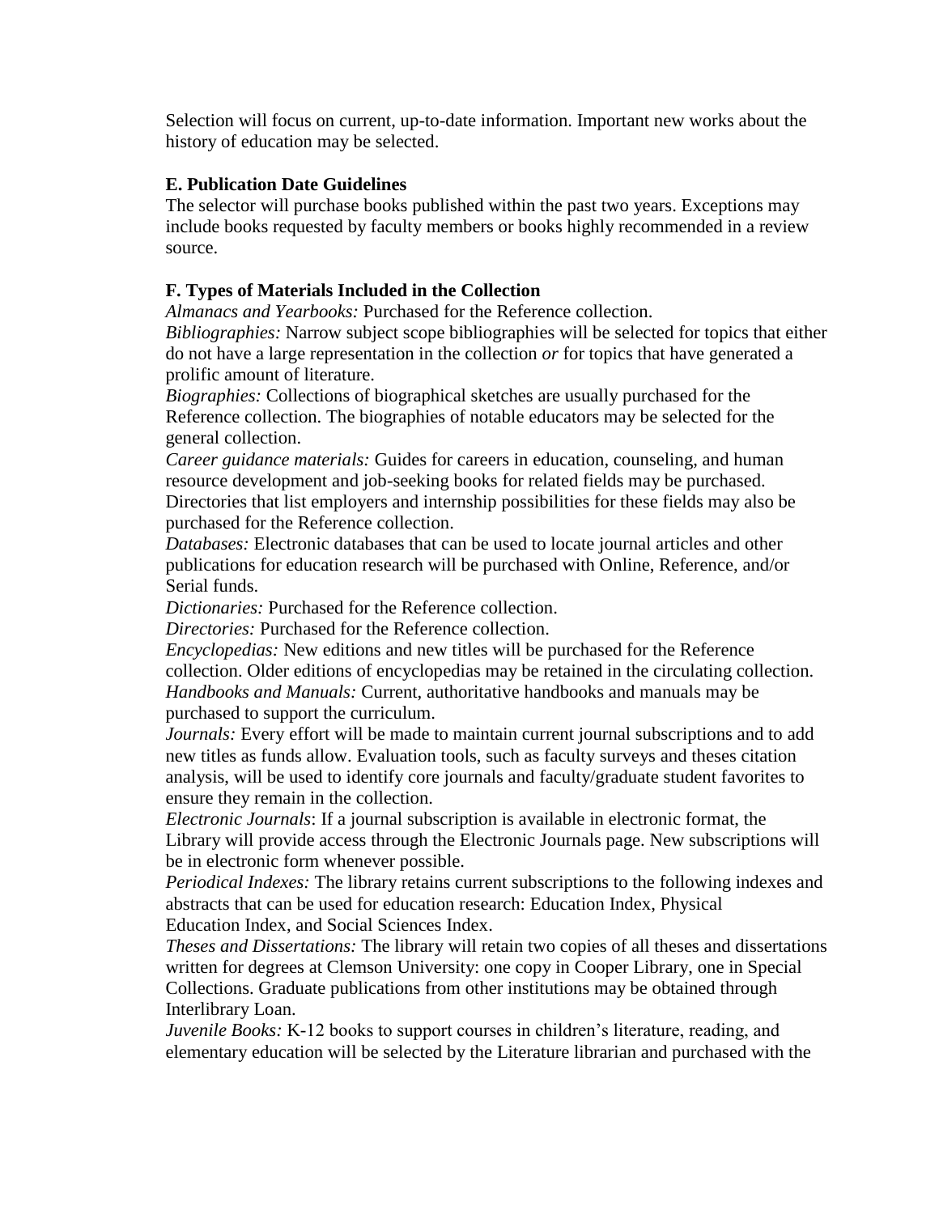Selection will focus on current, up-to-date information. Important new works about the history of education may be selected.

**E. Publication Date Guidelines**

The selector will purchase books published within the past two years. Exceptions may include books requested by faculty members or books highly recommended in a review source.

**F. Types of Materials Included in the Collection**

*Almanacs and Yearbooks:* Purchased for the Reference collection.

*Bibliographies:* Narrow subject scope bibliographies will be selected for topics that either do not have a large representation in the collection *or* for topics that have generated a prolific amount of literature.

*Biographies:* Collections of biographical sketches are usually purchased for the Reference collection. The biographies of notable educators may be selected for the general collection.

*Career guidance materials:* Guides for careers in education, counseling, and human resource development and job-seeking books for related fields may be purchased. Directories that list employers and internship possibilities for these fields may also be purchased for the Reference collection.

*Databases:* Electronic databases that can be used to locate journal articles and other publications for education research will be purchased with Online, Reference, and/or Serial funds.

*Dictionaries:* Purchased for the Reference collection.

*Directories:* Purchased for the Reference collection.

*Encyclopedias:* New editions and new titles will be purchased for the Reference collection. Older editions of encyclopedias may be retained in the circulating collection.

*Handbooks and Manuals:* Current, authoritative handbooks and manuals may be purchased to support the curriculum.

*Journals:* Every effort will be made to maintain current journal subscriptions and to add new titles as funds allow. Evaluation tools, such as faculty surveys and theses citation analysis, will be used to identify core journals and faculty/graduate student favorites to ensure they remain in the collection.

*Electronic Journals*: If a journal subscription is available in electronic format, the Library will provide access through the Electronic Journals page. New subscriptions will be in electronic form whenever possible.

*Periodical Indexes:* The library retains current subscriptions to the following indexes and abstracts that can be used for education research: Education Index, Physical Education Index, and Social Sciences Index.

*Theses and Dissertations:* The library will retain two copies of all theses and dissertations written for degrees at Clemson University: one copy in Cooper Library, one in Special Collections. Graduate publications from other institutions may be obtained through Interlibrary Loan.

*Juvenile Books:* K-12 books to support courses in children's literature, reading, and elementary education will be selected by the Literature librarian and purchased with the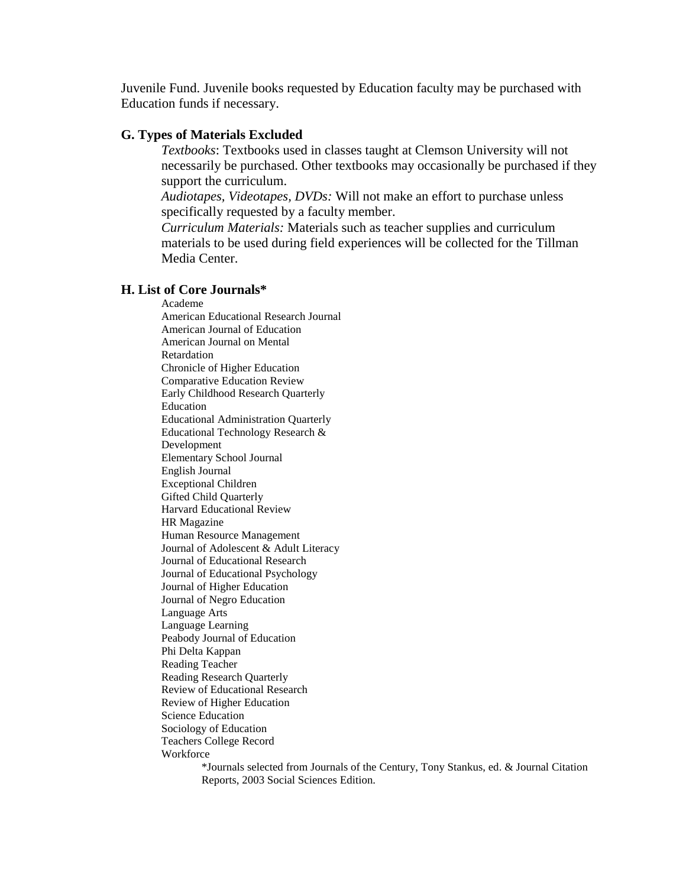Juvenile Fund. Juvenile books requested by Education faculty may be purchased with Education funds if necessary.

### G. Types of Materials Excluded

*Textbooks*: Textbooks used in classes taught at Clemson University will not necessarily be purchased. Other textbooks may occasionally be purchased if they support the curriculum.

*Audiotapes, Videotapes, DVDs:* Will not make an effort to purchase unless specifically requested by a faculty member.

*Curriculum Materials:* Materials such as teacher supplies and curriculum materials to be used during field experiences will be collected for the Tillman Media Center.

### H. List of Core Journals*

Academe
American Educational Research Journal
American Journal of Education
American Journal on Mental Retardation
Chronicle of Higher Education
Comparative Education Review
Early Childhood Research Quarterly
Education
Educational Administration Quarterly
Educational Technology Research & Development
Elementary School Journal
English Journal
Exceptional Children
Gifted Child Quarterly
Harvard Educational Review
HR Magazine
Human Resource Management
Journal of Adolescent & Adult Literacy
Journal of Educational Research
Journal of Educational Psychology
Journal of Higher Education
Journal of Negro Education
Language Arts
Language Learning
Peabody Journal of Education
Phi Delta Kappan
Reading Teacher
Reading Research Quarterly
Review of Educational Research
Review of Higher Education
Science Education
Sociology of Education
Teachers College Record
Workforce

*Journals selected from Journals of the Century, Tony Stankus, ed. & Journal Citation Reports, 2003 Social Sciences Edition.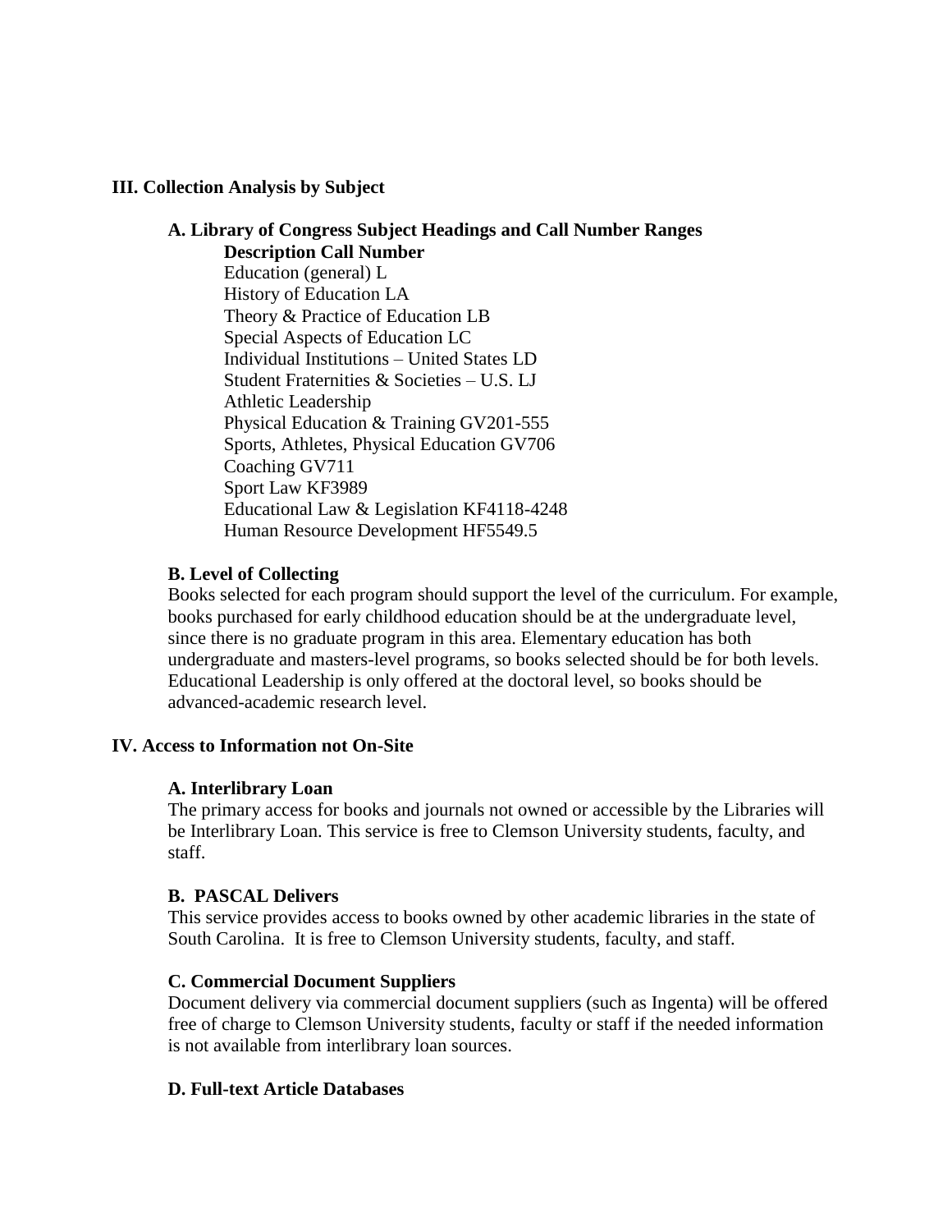## III. Collection Analysis by Subject

### A. Library of Congress Subject Headings and Call Number Ranges

| Description | Call Number |
|---|---|
| Education (general) | L |
| History of Education | LA |
| Theory & Practice of Education | LB |
| Special Aspects of Education | LC |
| Individual Institutions – United States | LD |
| Student Fraternities & Societies – U.S. | LJ |
| Athletic Leadership | |
| Physical Education & Training | GV201-555 |
| Sports, Athletes, Physical Education | GV706 |
| Coaching | GV711 |
| Sport Law | KF3989 |
| Educational Law & Legislation | KF4118-4248 |
| Human Resource Development | HF5549.5 |

### B. Level of Collecting

Books selected for each program should support the level of the curriculum. For example, books purchased for early childhood education should be at the undergraduate level, since there is no graduate program in this area. Elementary education has both undergraduate and masters-level programs, so books selected should be for both levels. Educational Leadership is only offered at the doctoral level, so books should be advanced-academic research level.

## IV. Access to Information not On-Site

### A. Interlibrary Loan

The primary access for books and journals not owned or accessible by the Libraries will be Interlibrary Loan. This service is free to Clemson University students, faculty, and staff.

### B. PASCAL Delivers

This service provides access to books owned by other academic libraries in the state of South Carolina. It is free to Clemson University students, faculty, and staff.

### C. Commercial Document Suppliers

Document delivery via commercial document suppliers (such as Ingenta) will be offered free of charge to Clemson University students, faculty or staff if the needed information is not available from interlibrary loan sources.

### D. Full-text Article Databases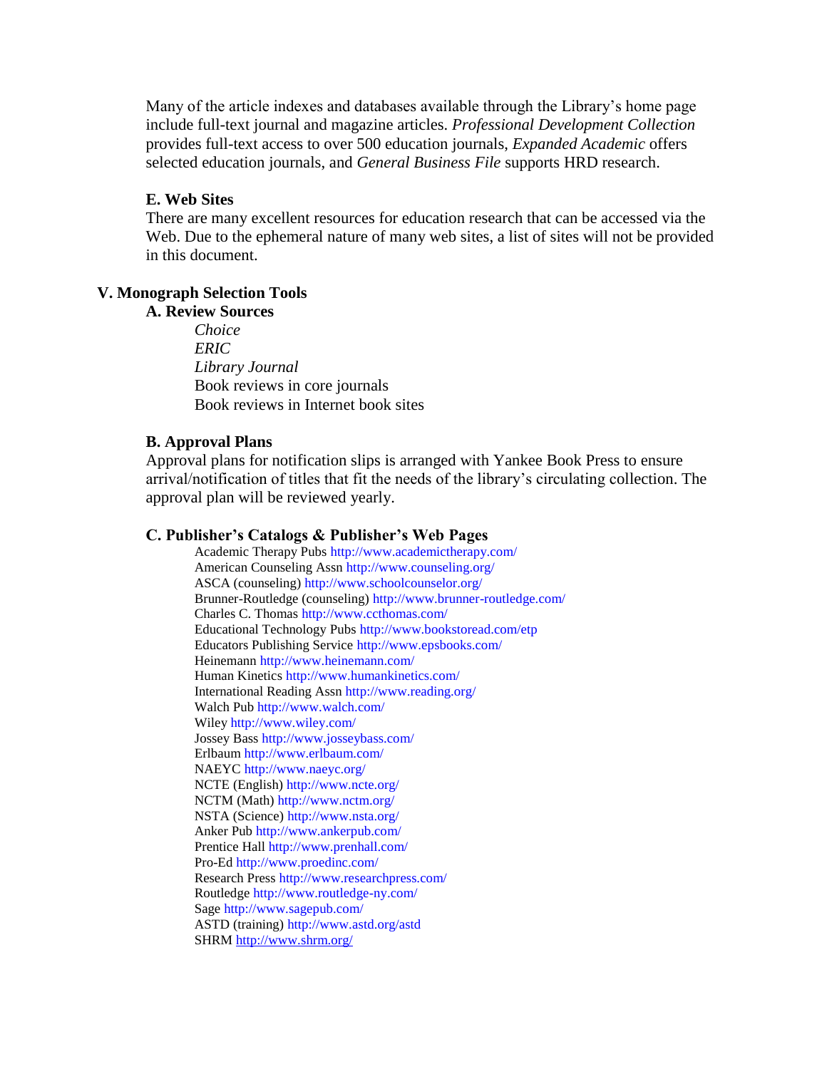Many of the article indexes and databases available through the Library's home page include full-text journal and magazine articles. *Professional Development Collection* provides full-text access to over 500 education journals, *Expanded Academic* offers selected education journals, and *General Business File* supports HRD research.

### E. Web Sites

There are many excellent resources for education research that can be accessed via the Web. Due to the ephemeral nature of many web sites, a list of sites will not be provided in this document.

## V. Monograph Selection Tools

### A. Review Sources

*Choice*  
*ERIC*  
*Library Journal*  
Book reviews in core journals  
Book reviews in Internet book sites

### B. Approval Plans

Approval plans for notification slips is arranged with Yankee Book Press to ensure arrival/notification of titles that fit the needs of the library's circulating collection. The approval plan will be reviewed yearly.

### C. Publisher's Catalogs & Publisher's Web Pages

Academic Therapy Pubs http://www.academictherapy.com/  
American Counseling Assn http://www.counseling.org/  
ASCA (counseling) http://www.schoolcounselor.org/  
Brunner-Routledge (counseling) http://www.brunner-routledge.com/  
Charles C. Thomas http://www.ccthomas.com/  
Educational Technology Pubs http://www.bookstoread.com/etp  
Educators Publishing Service http://www.epsbooks.com/  
Heinemann http://www.heinemann.com/  
Human Kinetics http://www.humankinetics.com/  
International Reading Assn http://www.reading.org/  
Walch Pub http://www.walch.com/  
Wiley http://www.wiley.com/  
Jossey Bass http://www.josseybass.com/  
Erlbaum http://www.erlbaum.com/  
NAEYC http://www.naeyc.org/  
NCTE (English) http://www.ncte.org/  
NCTM (Math) http://www.nctm.org/  
NSTA (Science) http://www.nsta.org/  
Anker Pub http://www.ankerpub.com/  
Prentice Hall http://www.prenhall.com/  
Pro-Ed http://www.proedinc.com/  
Research Press http://www.researchpress.com/  
Routledge http://www.routledge-ny.com/  
Sage http://www.sagepub.com/  
ASTD (training) http://www.astd.org/astd  
SHRM http://www.shrm.org/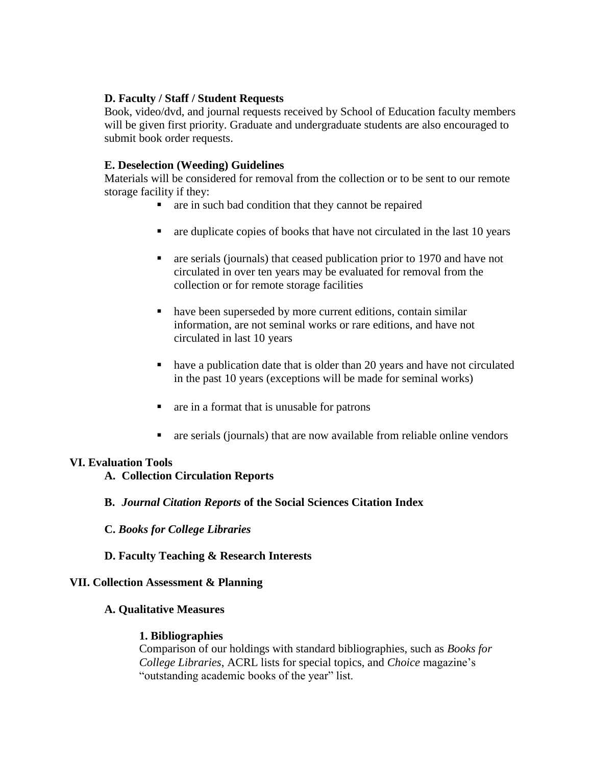### D. Faculty / Staff / Student Requests

Book, video/dvd, and journal requests received by School of Education faculty members will be given first priority. Graduate and undergraduate students are also encouraged to submit book order requests.

### E. Deselection (Weeding) Guidelines

Materials will be considered for removal from the collection or to be sent to our remote storage facility if they:

- are in such bad condition that they cannot be repaired
- are duplicate copies of books that have not circulated in the last 10 years
- are serials (journals) that ceased publication prior to 1970 and have not circulated in over ten years may be evaluated for removal from the collection or for remote storage facilities
- have been superseded by more current editions, contain similar information, are not seminal works or rare editions, and have not circulated in last 10 years
- have a publication date that is older than 20 years and have not circulated in the past 10 years (exceptions will be made for seminal works)
- are in a format that is unusable for patrons
- are serials (journals) that are now available from reliable online vendors

## VI. Evaluation Tools

### A. Collection Circulation Reports

### B. *Journal Citation Reports* of the Social Sciences Citation Index

### C. *Books for College Libraries*

### D. Faculty Teaching & Research Interests

## VII. Collection Assessment & Planning

### A. Qualitative Measures

#### 1. Bibliographies

Comparison of our holdings with standard bibliographies, such as *Books for College Libraries*, ACRL lists for special topics, and *Choice* magazine's "outstanding academic books of the year" list.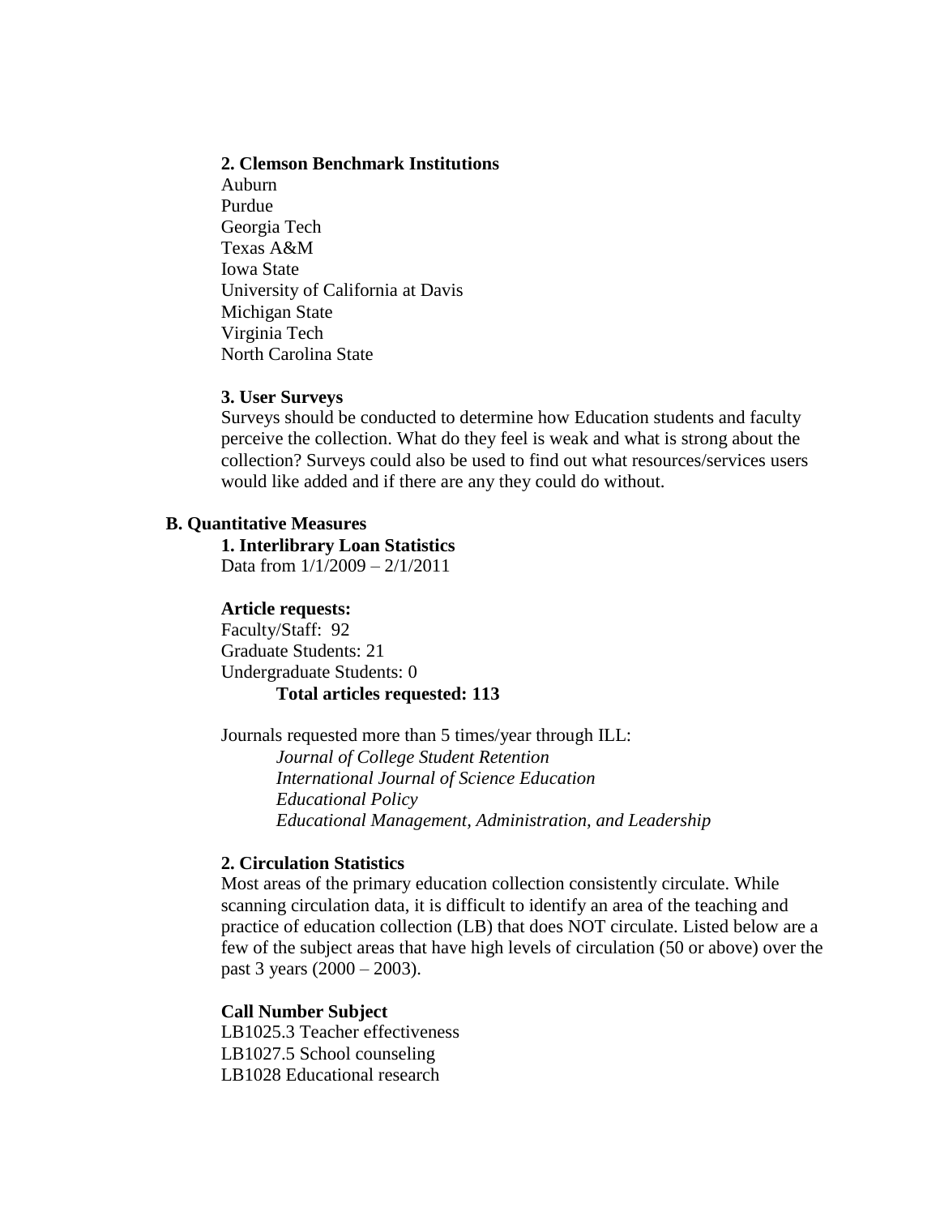### 2. Clemson Benchmark Institutions

Auburn
Purdue
Georgia Tech
Texas A&M
Iowa State
University of California at Davis
Michigan State
Virginia Tech
North Carolina State

### 3. User Surveys

Surveys should be conducted to determine how Education students and faculty perceive the collection. What do they feel is weak and what is strong about the collection? Surveys could also be used to find out what resources/services users would like added and if there are any they could do without.

## B. Quantitative Measures

### 1. Interlibrary Loan Statistics

Data from 1/1/2009 – 2/1/2011

**Article requests:**

Faculty/Staff: 92
Graduate Students: 21
Undergraduate Students: 0

**Total articles requested: 113**

Journals requested more than 5 times/year through ILL:

*Journal of College Student Retention*
*International Journal of Science Education*
*Educational Policy*
*Educational Management, Administration, and Leadership*

### 2. Circulation Statistics

Most areas of the primary education collection consistently circulate. While scanning circulation data, it is difficult to identify an area of the teaching and practice of education collection (LB) that does NOT circulate. Listed below are a few of the subject areas that have high levels of circulation (50 or above) over the past 3 years (2000 – 2003).

**Call Number Subject**

LB1025.3 Teacher effectiveness
LB1027.5 School counseling
LB1028 Educational research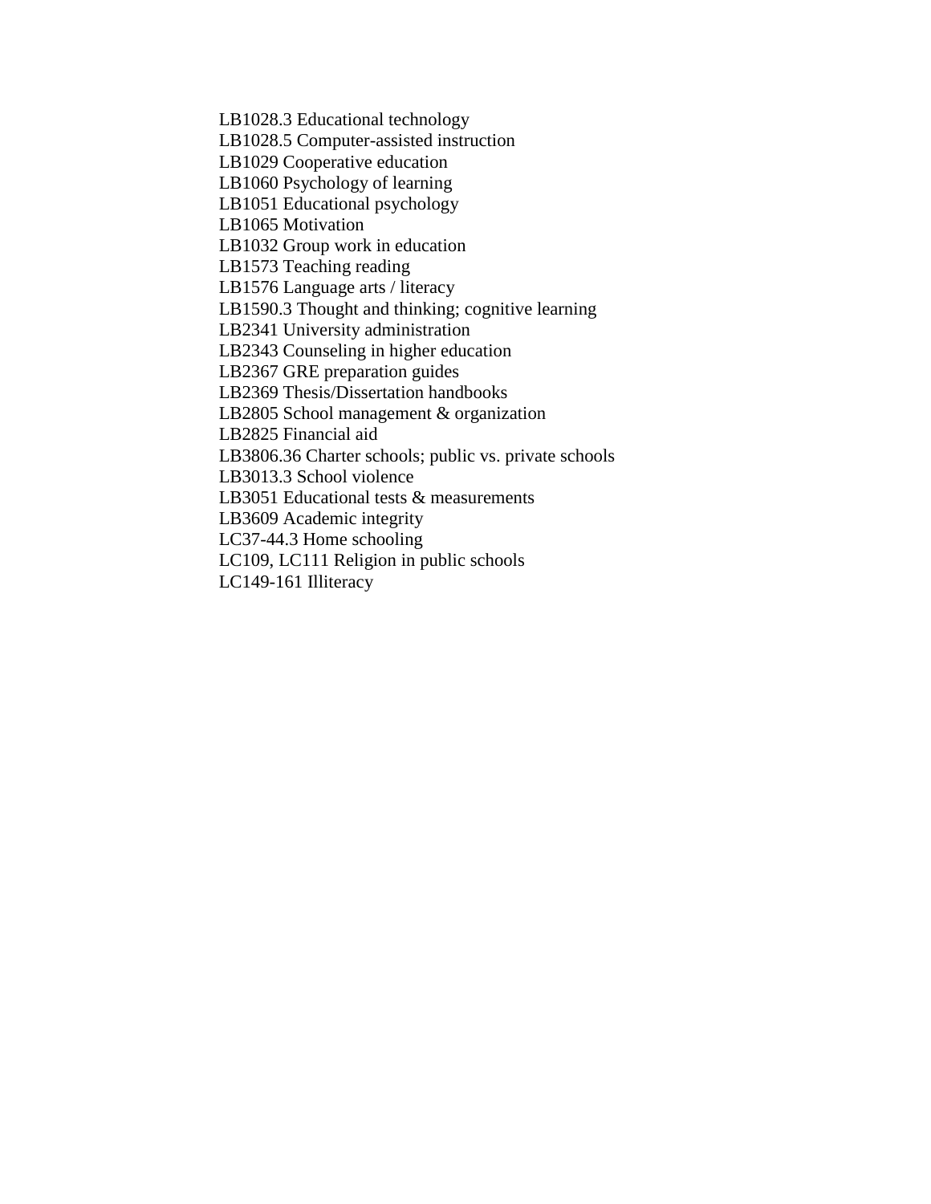LB1028.3 Educational technology
LB1028.5 Computer-assisted instruction
LB1029 Cooperative education
LB1060 Psychology of learning
LB1051 Educational psychology
LB1065 Motivation
LB1032 Group work in education
LB1573 Teaching reading
LB1576 Language arts / literacy
LB1590.3 Thought and thinking; cognitive learning
LB2341 University administration
LB2343 Counseling in higher education
LB2367 GRE preparation guides
LB2369 Thesis/Dissertation handbooks
LB2805 School management & organization
LB2825 Financial aid
LB3806.36 Charter schools; public vs. private schools
LB3013.3 School violence
LB3051 Educational tests & measurements
LB3609 Academic integrity
LC37-44.3 Home schooling
LC109, LC111 Religion in public schools
LC149-161 Illiteracy